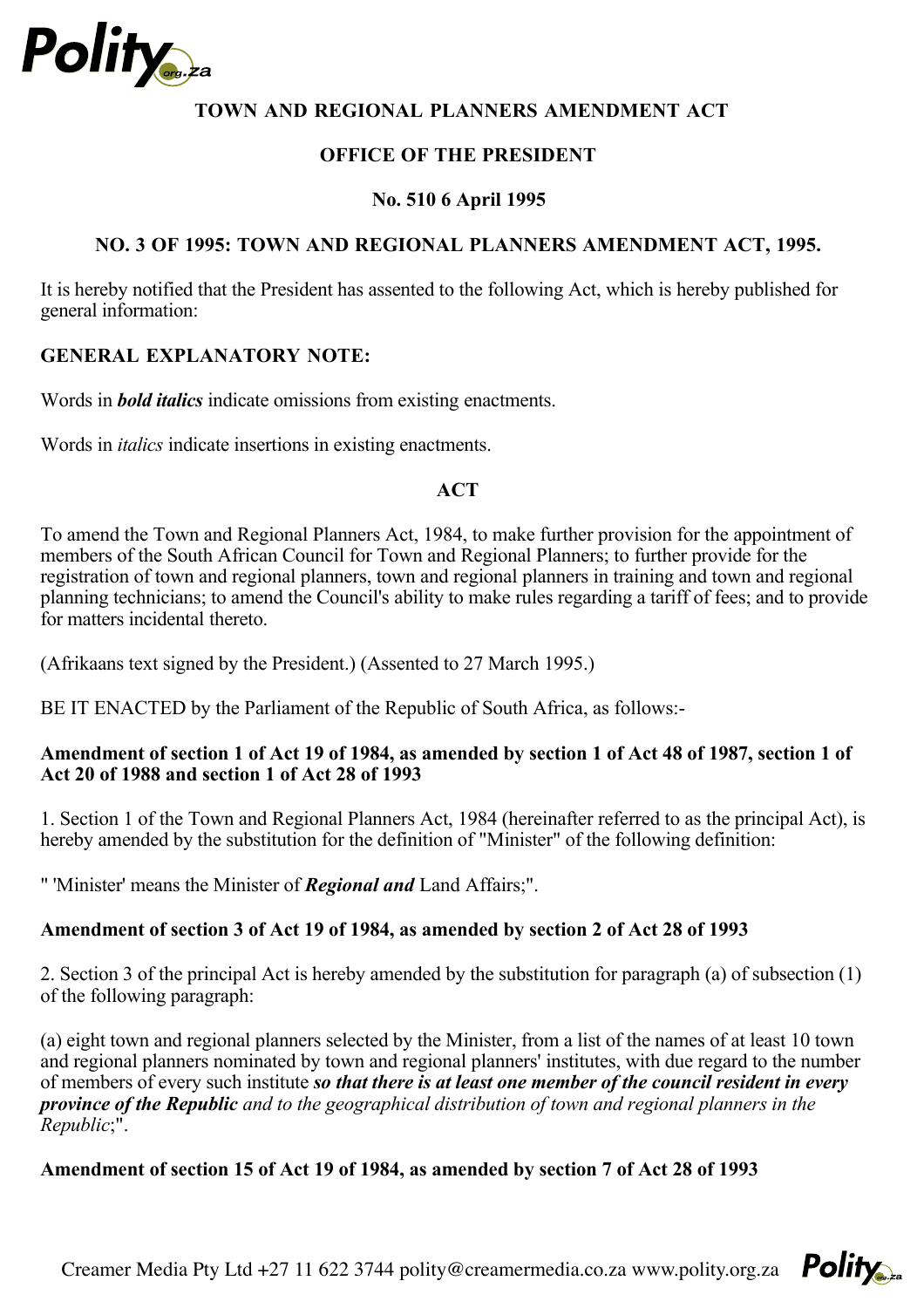# TOWN AND REGIONAL PLANNERS AMENDMENT ACT

## OFFICE OF THE PRESIDENT

**No. 510 6 April 1995**

## NO. 3 OF 1995: TOWN AND REGIONAL PLANNERS AMENDMENT ACT, 1995.

It is hereby notified that the President has assented to the following Act, which is hereby published for general information:

**GENERAL EXPLANATORY NOTE:**

Words in ***bold italics*** indicate omissions from existing enactments.

Words in *italics* indicate insertions in existing enactments.

## ACT

To amend the Town and Regional Planners Act, 1984, to make further provision for the appointment of members of the South African Council for Town and Regional Planners; to further provide for the registration of town and regional planners, town and regional planners in training and town and regional planning technicians; to amend the Council's ability to make rules regarding a tariff of fees; and to provide for matters incidental thereto.

(Afrikaans text signed by the President.) (Assented to 27 March 1995.)

BE IT ENACTED by the Parliament of the Republic of South Africa, as follows:-

**Amendment of section 1 of Act 19 of 1984, as amended by section 1 of Act 48 of 1987, section 1 of Act 20 of 1988 and section 1 of Act 28 of 1993**

1. Section 1 of the Town and Regional Planners Act, 1984 (hereinafter referred to as the principal Act), is hereby amended by the substitution for the definition of "Minister" of the following definition:

" 'Minister' means the Minister of ***Regional and*** Land Affairs;".

**Amendment of section 3 of Act 19 of 1984, as amended by section 2 of Act 28 of 1993**

2. Section 3 of the principal Act is hereby amended by the substitution for paragraph (a) of subsection (1) of the following paragraph:

(a) eight town and regional planners selected by the Minister, from a list of the names of at least 10 town and regional planners nominated by town and regional planners' institutes, with due regard to the number of members of every such institute ***so that there is at least one member of the council resident in every province of the Republic*** *and to the geographical distribution of town and regional planners in the Republic*;".

**Amendment of section 15 of Act 19 of 1984, as amended by section 7 of Act 28 of 1993**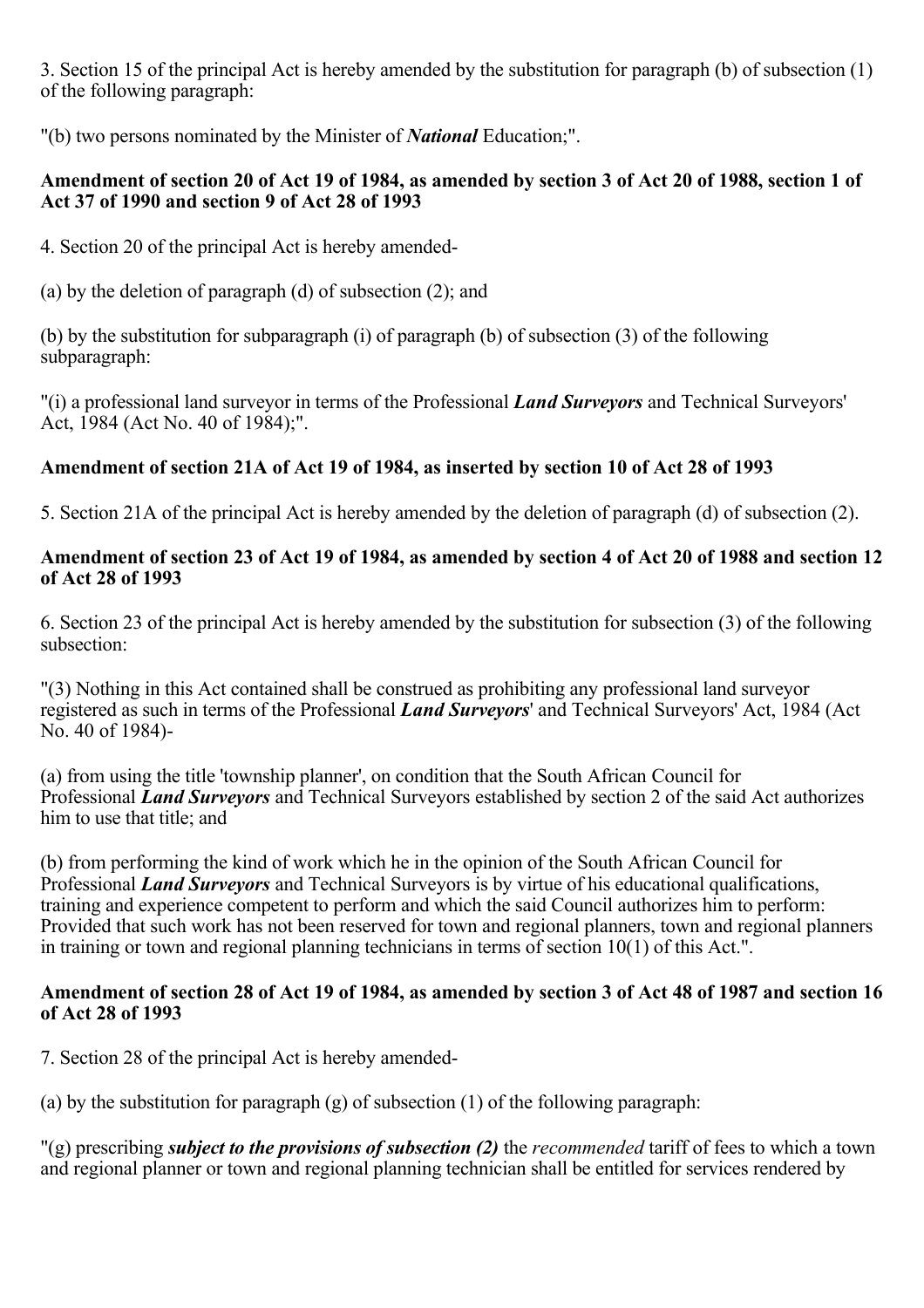3. Section 15 of the principal Act is hereby amended by the substitution for paragraph (b) of subsection (1) of the following paragraph:

"(b) two persons nominated by the Minister of ***National*** Education;".

**Amendment of section 20 of Act 19 of 1984, as amended by section 3 of Act 20 of 1988, section 1 of Act 37 of 1990 and section 9 of Act 28 of 1993**

4. Section 20 of the principal Act is hereby amended-

(a) by the deletion of paragraph (d) of subsection (2); and

(b) by the substitution for subparagraph (i) of paragraph (b) of subsection (3) of the following subparagraph:

"(i) a professional land surveyor in terms of the Professional ***Land Surveyors*** and Technical Surveyors' Act, 1984 (Act No. 40 of 1984);".

**Amendment of section 21A of Act 19 of 1984, as inserted by section 10 of Act 28 of 1993**

5. Section 21A of the principal Act is hereby amended by the deletion of paragraph (d) of subsection (2).

**Amendment of section 23 of Act 19 of 1984, as amended by section 4 of Act 20 of 1988 and section 12 of Act 28 of 1993**

6. Section 23 of the principal Act is hereby amended by the substitution for subsection (3) of the following subsection:

"(3) Nothing in this Act contained shall be construed as prohibiting any professional land surveyor registered as such in terms of the Professional ***Land Surveyors***' and Technical Surveyors' Act, 1984 (Act No. 40 of 1984)-

(a) from using the title 'township planner', on condition that the South African Council for Professional ***Land Surveyors*** and Technical Surveyors established by section 2 of the said Act authorizes him to use that title; and

(b) from performing the kind of work which he in the opinion of the South African Council for Professional ***Land Surveyors*** and Technical Surveyors is by virtue of his educational qualifications, training and experience competent to perform and which the said Council authorizes him to perform: Provided that such work has not been reserved for town and regional planners, town and regional planners in training or town and regional planning technicians in terms of section 10(1) of this Act.".

**Amendment of section 28 of Act 19 of 1984, as amended by section 3 of Act 48 of 1987 and section 16 of Act 28 of 1993**

7. Section 28 of the principal Act is hereby amended-

(a) by the substitution for paragraph (g) of subsection (1) of the following paragraph:

"(g) prescribing ***subject to the provisions of subsection (2)*** the *recommended* tariff of fees to which a town and regional planner or town and regional planning technician shall be entitled for services rendered by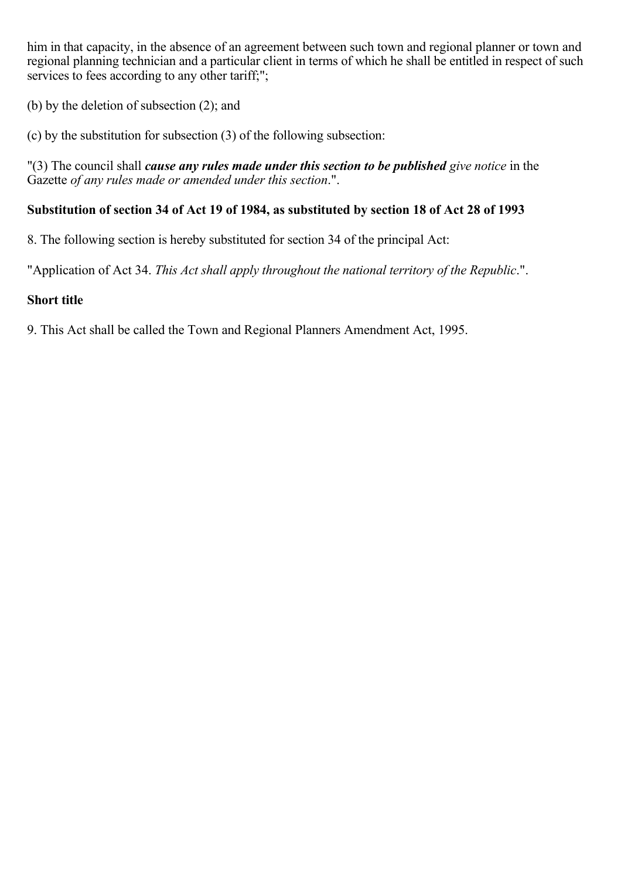him in that capacity, in the absence of an agreement between such town and regional planner or town and regional planning technician and a particular client in terms of which he shall be entitled in respect of such services to fees according to any other tariff;";

(b) by the deletion of subsection (2); and

(c) by the substitution for subsection (3) of the following subsection:

"(3) The council shall ***cause any rules made under this section to be published*** *give notice* in the Gazette *of any rules made or amended under this section*.".

**Substitution of section 34 of Act 19 of 1984, as substituted by section 18 of Act 28 of 1993**

8. The following section is hereby substituted for section 34 of the principal Act:

"Application of Act 34. *This Act shall apply throughout the national territory of the Republic*.".

**Short title**

9. This Act shall be called the Town and Regional Planners Amendment Act, 1995.